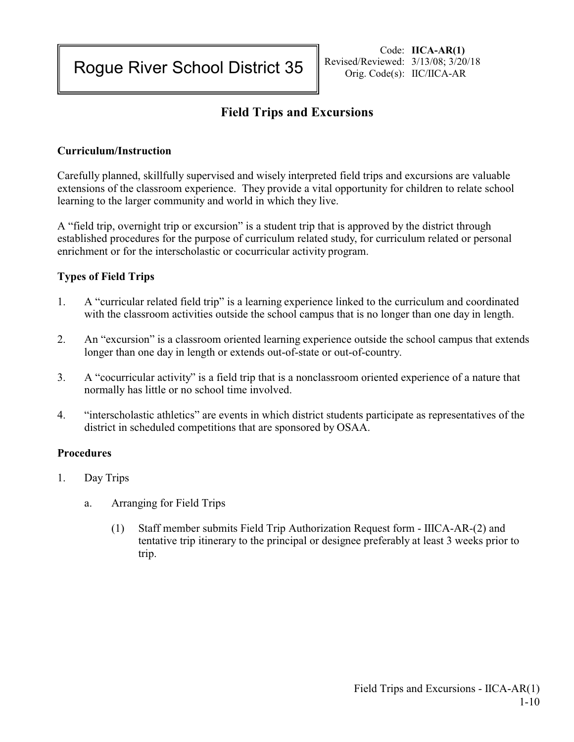Rogue River School District 35

Code: **IICA-AR(1)**
Revised/Reviewed: 3/13/08; 3/20/18
Orig. Code(s): IIC/IICA-AR

# Field Trips and Excursions

### Curriculum/Instruction

Carefully planned, skillfully supervised and wisely interpreted field trips and excursions are valuable extensions of the classroom experience. They provide a vital opportunity for children to relate school learning to the larger community and world in which they live.

A "field trip, overnight trip or excursion" is a student trip that is approved by the district through established procedures for the purpose of curriculum related study, for curriculum related or personal enrichment or for the interscholastic or cocurricular activity program.

### Types of Field Trips

1. A "curricular related field trip" is a learning experience linked to the curriculum and coordinated with the classroom activities outside the school campus that is no longer than one day in length.

2. An "excursion" is a classroom oriented learning experience outside the school campus that extends longer than one day in length or extends out-of-state or out-of-country.

3. A "cocurricular activity" is a field trip that is a nonclassroom oriented experience of a nature that normally has little or no school time involved.

4. "interscholastic athletics" are events in which district students participate as representatives of the district in scheduled competitions that are sponsored by OSAA.

### Procedures

1. Day Trips

   a. Arranging for Field Trips

      (1) Staff member submits Field Trip Authorization Request form - IIICA-AR-(2) and tentative trip itinerary to the principal or designee preferably at least 3 weeks prior to trip.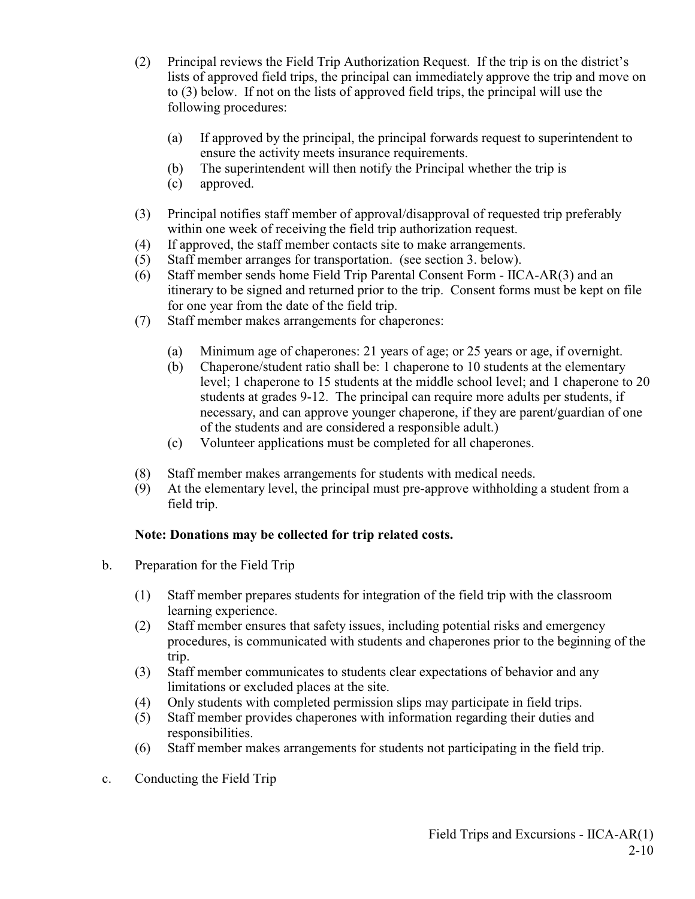(2) Principal reviews the Field Trip Authorization Request. If the trip is on the district's lists of approved field trips, the principal can immediately approve the trip and move on to (3) below. If not on the lists of approved field trips, the principal will use the following procedures:

    (a) If approved by the principal, the principal forwards request to superintendent to ensure the activity meets insurance requirements.
    (b) The superintendent will then notify the Principal whether the trip is
    (c) approved.

(3) Principal notifies staff member of approval/disapproval of requested trip preferably within one week of receiving the field trip authorization request.

(4) If approved, the staff member contacts site to make arrangements.

(5) Staff member arranges for transportation. (see section 3. below).

(6) Staff member sends home Field Trip Parental Consent Form - IICA-AR(3) and an itinerary to be signed and returned prior to the trip. Consent forms must be kept on file for one year from the date of the field trip.

(7) Staff member makes arrangements for chaperones:

    (a) Minimum age of chaperones: 21 years of age; or 25 years or age, if overnight.
    (b) Chaperone/student ratio shall be: 1 chaperone to 10 students at the elementary level; 1 chaperone to 15 students at the middle school level; and 1 chaperone to 20 students at grades 9-12. The principal can require more adults per students, if necessary, and can approve younger chaperone, if they are parent/guardian of one of the students and are considered a responsible adult.)
    (c) Volunteer applications must be completed for all chaperones.

(8) Staff member makes arrangements for students with medical needs.

(9) At the elementary level, the principal must pre-approve withholding a student from a field trip.

**Note: Donations may be collected for trip related costs.**

b. Preparation for the Field Trip

(1) Staff member prepares students for integration of the field trip with the classroom learning experience.

(2) Staff member ensures that safety issues, including potential risks and emergency procedures, is communicated with students and chaperones prior to the beginning of the trip.

(3) Staff member communicates to students clear expectations of behavior and any limitations or excluded places at the site.

(4) Only students with completed permission slips may participate in field trips.

(5) Staff member provides chaperones with information regarding their duties and responsibilities.

(6) Staff member makes arrangements for students not participating in the field trip.

c. Conducting the Field Trip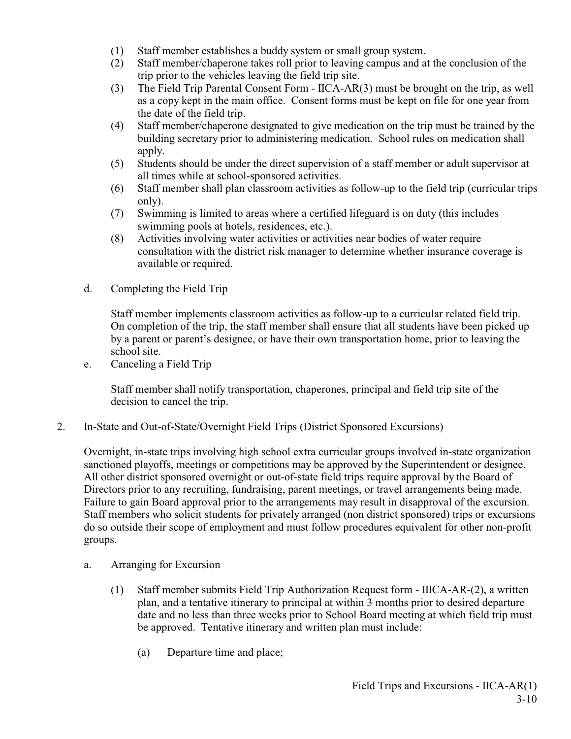(1) Staff member establishes a buddy system or small group system.
(2) Staff member/chaperone takes roll prior to leaving campus and at the conclusion of the trip prior to the vehicles leaving the field trip site.
(3) The Field Trip Parental Consent Form - IICA-AR(3) must be brought on the trip, as well as a copy kept in the main office. Consent forms must be kept on file for one year from the date of the field trip.
(4) Staff member/chaperone designated to give medication on the trip must be trained by the building secretary prior to administering medication. School rules on medication shall apply.
(5) Students should be under the direct supervision of a staff member or adult supervisor at all times while at school-sponsored activities.
(6) Staff member shall plan classroom activities as follow-up to the field trip (curricular trips only).
(7) Swimming is limited to areas where a certified lifeguard is on duty (this includes swimming pools at hotels, residences, etc.).
(8) Activities involving water activities or activities near bodies of water require consultation with the district risk manager to determine whether insurance coverage is available or required.

d. Completing the Field Trip

Staff member implements classroom activities as follow-up to a curricular related field trip. On completion of the trip, the staff member shall ensure that all students have been picked up by a parent or parent's designee, or have their own transportation home, prior to leaving the school site.

e. Canceling a Field Trip

Staff member shall notify transportation, chaperones, principal and field trip site of the decision to cancel the trip.

2. In-State and Out-of-State/Overnight Field Trips (District Sponsored Excursions)

Overnight, in-state trips involving high school extra curricular groups involved in-state organization sanctioned playoffs, meetings or competitions may be approved by the Superintendent or designee. All other district sponsored overnight or out-of-state field trips require approval by the Board of Directors prior to any recruiting, fundraising, parent meetings, or travel arrangements being made. Failure to gain Board approval prior to the arrangements may result in disapproval of the excursion. Staff members who solicit students for privately arranged (non district sponsored) trips or excursions do so outside their scope of employment and must follow procedures equivalent for other non-profit groups.

a. Arranging for Excursion

(1) Staff member submits Field Trip Authorization Request form - IIICA-AR-(2), a written plan, and a tentative itinerary to principal at within 3 months prior to desired departure date and no less than three weeks prior to School Board meeting at which field trip must be approved. Tentative itinerary and written plan must include:

(a) Departure time and place;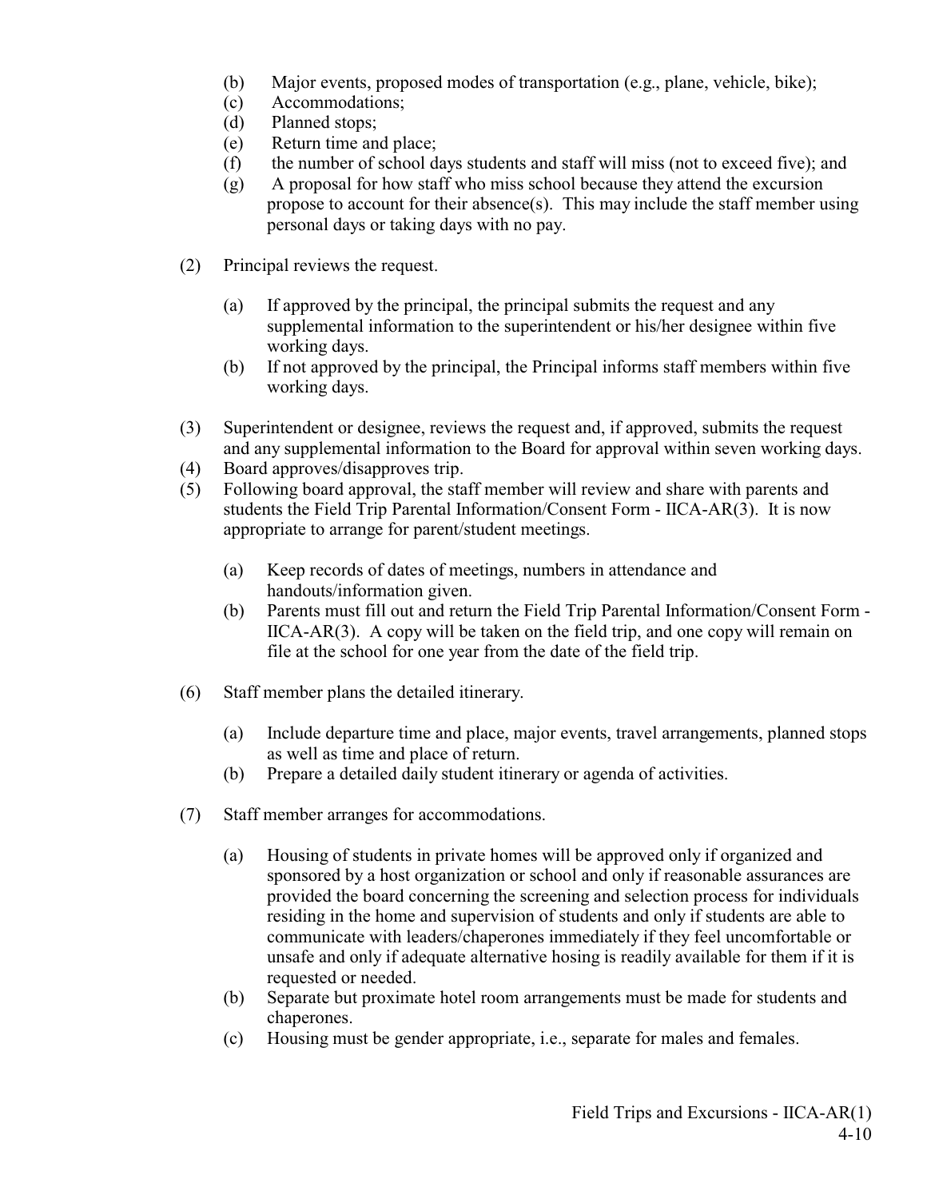(b) Major events, proposed modes of transportation (e.g., plane, vehicle, bike);
(c) Accommodations;
(d) Planned stops;
(e) Return time and place;
(f) the number of school days students and staff will miss (not to exceed five); and
(g) A proposal for how staff who miss school because they attend the excursion propose to account for their absence(s). This may include the staff member using personal days or taking days with no pay.

(2) Principal reviews the request.

   (a) If approved by the principal, the principal submits the request and any supplemental information to the superintendent or his/her designee within five working days.
   (b) If not approved by the principal, the Principal informs staff members within five working days.

(3) Superintendent or designee, reviews the request and, if approved, submits the request and any supplemental information to the Board for approval within seven working days.
(4) Board approves/disapproves trip.
(5) Following board approval, the staff member will review and share with parents and students the Field Trip Parental Information/Consent Form - IICA-AR(3). It is now appropriate to arrange for parent/student meetings.

   (a) Keep records of dates of meetings, numbers in attendance and handouts/information given.
   (b) Parents must fill out and return the Field Trip Parental Information/Consent Form - IICA-AR(3). A copy will be taken on the field trip, and one copy will remain on file at the school for one year from the date of the field trip.

(6) Staff member plans the detailed itinerary.

   (a) Include departure time and place, major events, travel arrangements, planned stops as well as time and place of return.
   (b) Prepare a detailed daily student itinerary or agenda of activities.

(7) Staff member arranges for accommodations.

   (a) Housing of students in private homes will be approved only if organized and sponsored by a host organization or school and only if reasonable assurances are provided the board concerning the screening and selection process for individuals residing in the home and supervision of students and only if students are able to communicate with leaders/chaperones immediately if they feel uncomfortable or unsafe and only if adequate alternative hosing is readily available for them if it is requested or needed.
   (b) Separate but proximate hotel room arrangements must be made for students and chaperones.
   (c) Housing must be gender appropriate, i.e., separate for males and females.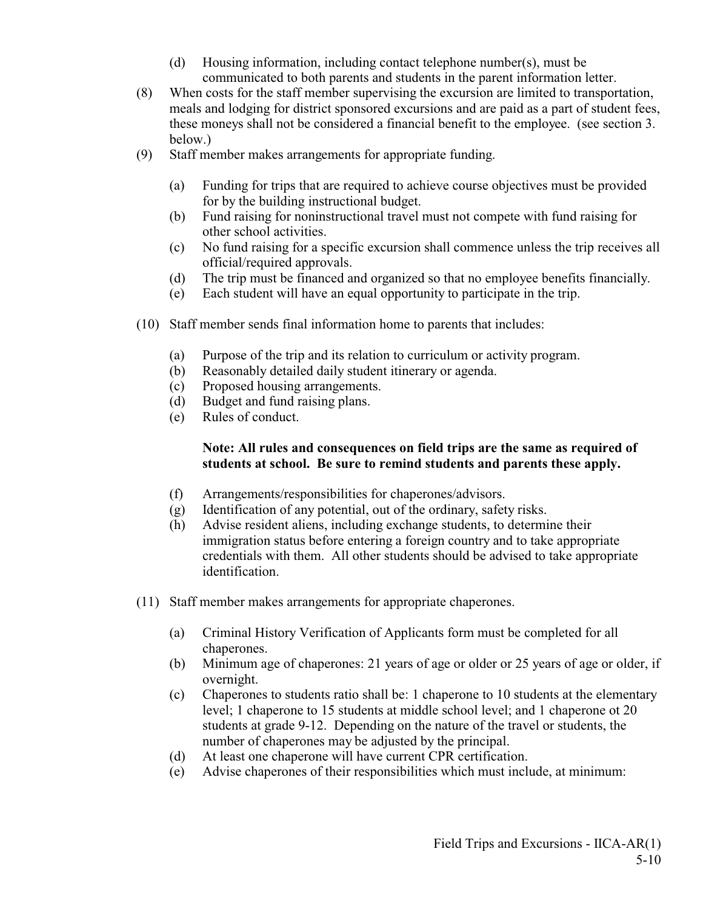(d) Housing information, including contact telephone number(s), must be communicated to both parents and students in the parent information letter.

(8) When costs for the staff member supervising the excursion are limited to transportation, meals and lodging for district sponsored excursions and are paid as a part of student fees, these moneys shall not be considered a financial benefit to the employee. (see section 3. below.)

(9) Staff member makes arrangements for appropriate funding.

    (a) Funding for trips that are required to achieve course objectives must be provided for by the building instructional budget.
    (b) Fund raising for noninstructional travel must not compete with fund raising for other school activities.
    (c) No fund raising for a specific excursion shall commence unless the trip receives all official/required approvals.
    (d) The trip must be financed and organized so that no employee benefits financially.
    (e) Each student will have an equal opportunity to participate in the trip.

(10) Staff member sends final information home to parents that includes:

    (a) Purpose of the trip and its relation to curriculum or activity program.
    (b) Reasonably detailed daily student itinerary or agenda.
    (c) Proposed housing arrangements.
    (d) Budget and fund raising plans.
    (e) Rules of conduct.

    **Note: All rules and consequences on field trips are the same as required of students at school. Be sure to remind students and parents these apply.**

    (f) Arrangements/responsibilities for chaperones/advisors.
    (g) Identification of any potential, out of the ordinary, safety risks.
    (h) Advise resident aliens, including exchange students, to determine their immigration status before entering a foreign country and to take appropriate credentials with them. All other students should be advised to take appropriate identification.

(11) Staff member makes arrangements for appropriate chaperones.

    (a) Criminal History Verification of Applicants form must be completed for all chaperones.
    (b) Minimum age of chaperones: 21 years of age or older or 25 years of age or older, if overnight.
    (c) Chaperones to students ratio shall be: 1 chaperone to 10 students at the elementary level; 1 chaperone to 15 students at middle school level; and 1 chaperone ot 20 students at grade 9-12. Depending on the nature of the travel or students, the number of chaperones may be adjusted by the principal.
    (d) At least one chaperone will have current CPR certification.
    (e) Advise chaperones of their responsibilities which must include, at minimum: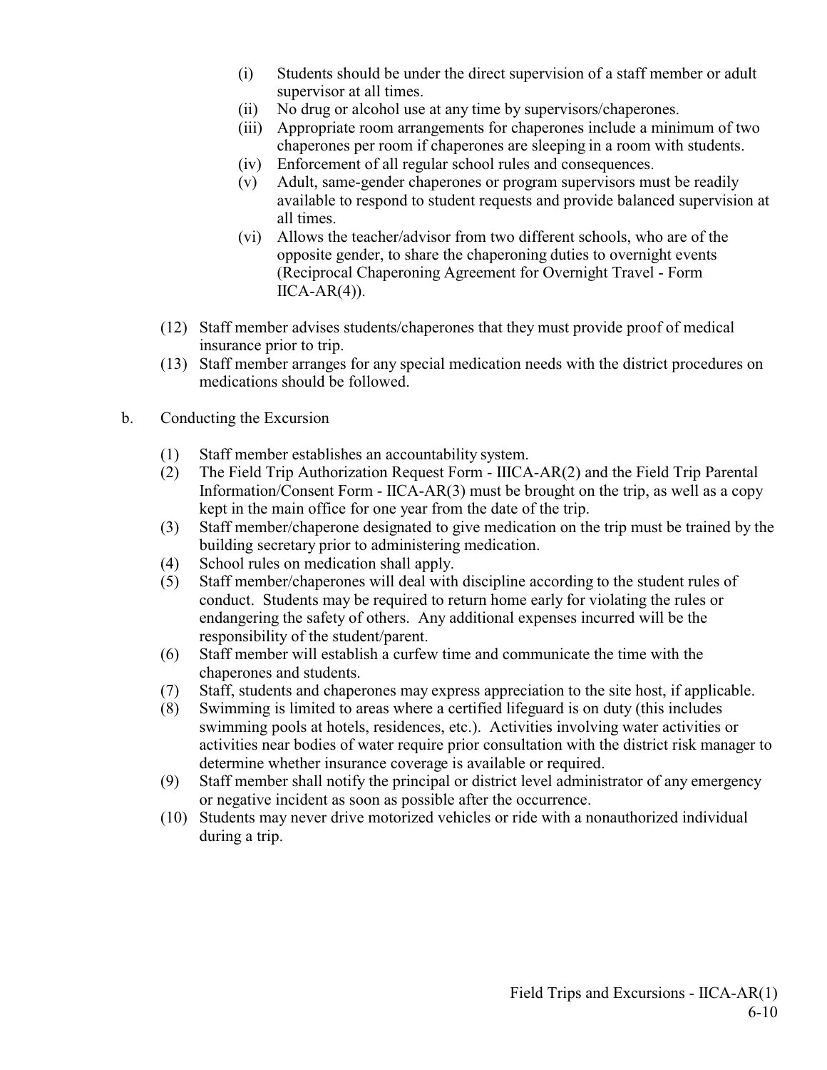(i) Students should be under the direct supervision of a staff member or adult supervisor at all times.
(ii) No drug or alcohol use at any time by supervisors/chaperones.
(iii) Appropriate room arrangements for chaperones include a minimum of two chaperones per room if chaperones are sleeping in a room with students.
(iv) Enforcement of all regular school rules and consequences.
(v) Adult, same-gender chaperones or program supervisors must be readily available to respond to student requests and provide balanced supervision at all times.
(vi) Allows the teacher/advisor from two different schools, who are of the opposite gender, to share the chaperoning duties to overnight events (Reciprocal Chaperoning Agreement for Overnight Travel - Form IICA-AR(4)).

(12) Staff member advises students/chaperones that they must provide proof of medical insurance prior to trip.
(13) Staff member arranges for any special medication needs with the district procedures on medications should be followed.

b. Conducting the Excursion

(1) Staff member establishes an accountability system.
(2) The Field Trip Authorization Request Form - IIICA-AR(2) and the Field Trip Parental Information/Consent Form - IICA-AR(3) must be brought on the trip, as well as a copy kept in the main office for one year from the date of the trip.
(3) Staff member/chaperone designated to give medication on the trip must be trained by the building secretary prior to administering medication.
(4) School rules on medication shall apply.
(5) Staff member/chaperones will deal with discipline according to the student rules of conduct. Students may be required to return home early for violating the rules or endangering the safety of others. Any additional expenses incurred will be the responsibility of the student/parent.
(6) Staff member will establish a curfew time and communicate the time with the chaperones and students.
(7) Staff, students and chaperones may express appreciation to the site host, if applicable.
(8) Swimming is limited to areas where a certified lifeguard is on duty (this includes swimming pools at hotels, residences, etc.). Activities involving water activities or activities near bodies of water require prior consultation with the district risk manager to determine whether insurance coverage is available or required.
(9) Staff member shall notify the principal or district level administrator of any emergency or negative incident as soon as possible after the occurrence.
(10) Students may never drive motorized vehicles or ride with a nonauthorized individual during a trip.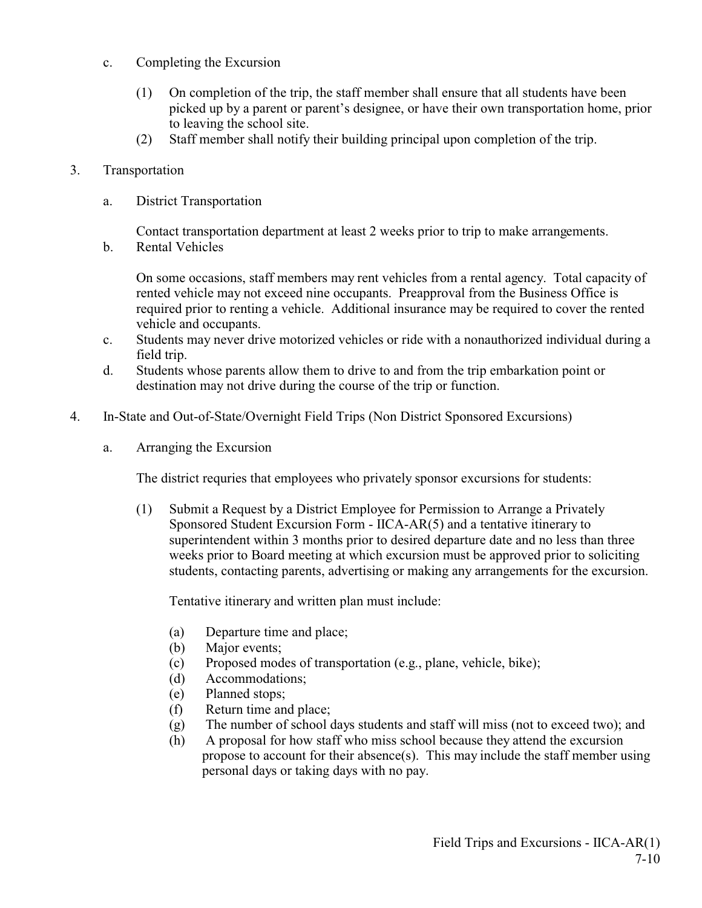c. Completing the Excursion

   (1) On completion of the trip, the staff member shall ensure that all students have been picked up by a parent or parent's designee, or have their own transportation home, prior to leaving the school site.
   (2) Staff member shall notify their building principal upon completion of the trip.

3. Transportation

   a. District Transportation

      Contact transportation department at least 2 weeks prior to trip to make arrangements.

   b. Rental Vehicles

      On some occasions, staff members may rent vehicles from a rental agency. Total capacity of rented vehicle may not exceed nine occupants. Preapproval from the Business Office is required prior to renting a vehicle. Additional insurance may be required to cover the rented vehicle and occupants.

   c. Students may never drive motorized vehicles or ride with a nonauthorized individual during a field trip.
   d. Students whose parents allow them to drive to and from the trip embarkation point or destination may not drive during the course of the trip or function.

4. In-State and Out-of-State/Overnight Field Trips (Non District Sponsored Excursions)

   a. Arranging the Excursion

      The district requries that employees who privately sponsor excursions for students:

      (1) Submit a Request by a District Employee for Permission to Arrange a Privately Sponsored Student Excursion Form - IICA-AR(5) and a tentative itinerary to superintendent within 3 months prior to desired departure date and no less than three weeks prior to Board meeting at which excursion must be approved prior to soliciting students, contacting parents, advertising or making any arrangements for the excursion.

          Tentative itinerary and written plan must include:

          (a) Departure time and place;
          (b) Major events;
          (c) Proposed modes of transportation (e.g., plane, vehicle, bike);
          (d) Accommodations;
          (e) Planned stops;
          (f) Return time and place;
          (g) The number of school days students and staff will miss (not to exceed two); and
          (h) A proposal for how staff who miss school because they attend the excursion propose to account for their absence(s). This may include the staff member using personal days or taking days with no pay.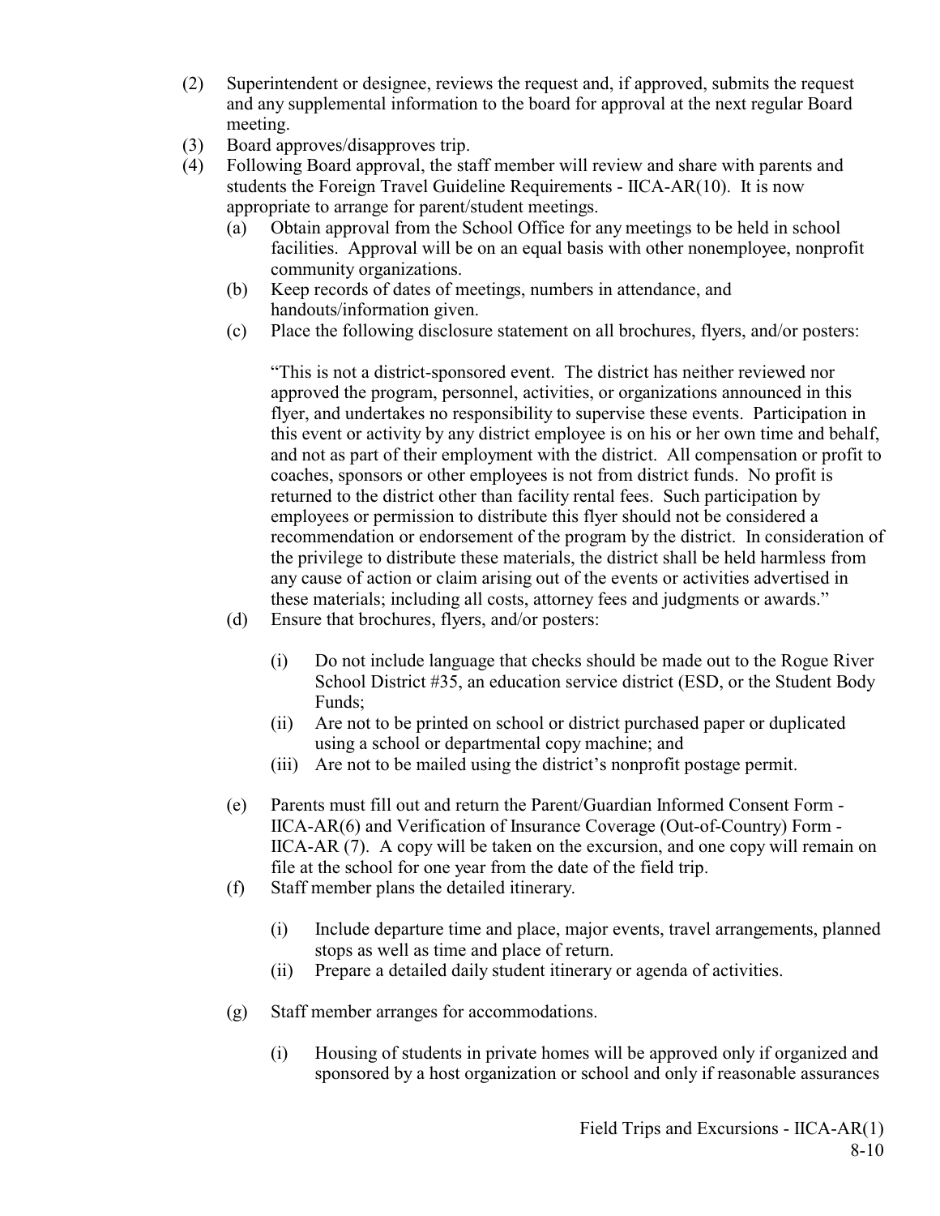(2) Superintendent or designee, reviews the request and, if approved, submits the request and any supplemental information to the board for approval at the next regular Board meeting.

(3) Board approves/disapproves trip.

(4) Following Board approval, the staff member will review and share with parents and students the Foreign Travel Guideline Requirements - IICA-AR(10). It is now appropriate to arrange for parent/student meetings.

   (a) Obtain approval from the School Office for any meetings to be held in school facilities. Approval will be on an equal basis with other nonemployee, nonprofit community organizations.

   (b) Keep records of dates of meetings, numbers in attendance, and handouts/information given.

   (c) Place the following disclosure statement on all brochures, flyers, and/or posters:

      "This is not a district-sponsored event. The district has neither reviewed nor approved the program, personnel, activities, or organizations announced in this flyer, and undertakes no responsibility to supervise these events. Participation in this event or activity by any district employee is on his or her own time and behalf, and not as part of their employment with the district. All compensation or profit to coaches, sponsors or other employees is not from district funds. No profit is returned to the district other than facility rental fees. Such participation by employees or permission to distribute this flyer should not be considered a recommendation or endorsement of the program by the district. In consideration of the privilege to distribute these materials, the district shall be held harmless from any cause of action or claim arising out of the events or activities advertised in these materials; including all costs, attorney fees and judgments or awards."

   (d) Ensure that brochures, flyers, and/or posters:

      (i) Do not include language that checks should be made out to the Rogue River School District #35, an education service district (ESD, or the Student Body Funds;

      (ii) Are not to be printed on school or district purchased paper or duplicated using a school or departmental copy machine; and

      (iii) Are not to be mailed using the district's nonprofit postage permit.

   (e) Parents must fill out and return the Parent/Guardian Informed Consent Form - IICA-AR(6) and Verification of Insurance Coverage (Out-of-Country) Form - IICA-AR (7). A copy will be taken on the excursion, and one copy will remain on file at the school for one year from the date of the field trip.

   (f) Staff member plans the detailed itinerary.

      (i) Include departure time and place, major events, travel arrangements, planned stops as well as time and place of return.

      (ii) Prepare a detailed daily student itinerary or agenda of activities.

   (g) Staff member arranges for accommodations.

      (i) Housing of students in private homes will be approved only if organized and sponsored by a host organization or school and only if reasonable assurances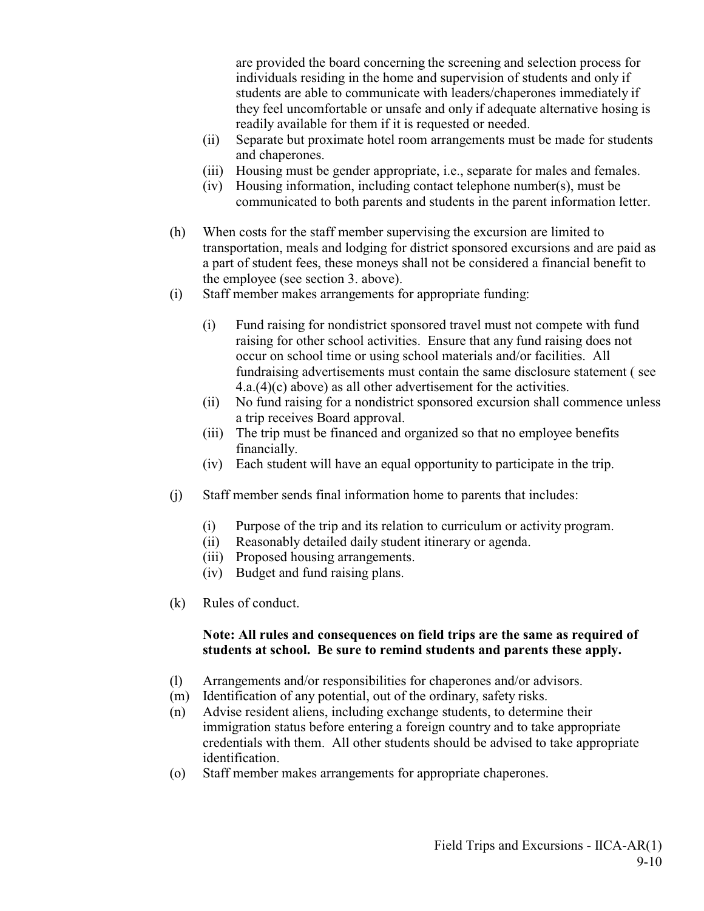are provided the board concerning the screening and selection process for individuals residing in the home and supervision of students and only if students are able to communicate with leaders/chaperones immediately if they feel uncomfortable or unsafe and only if adequate alternative hosing is readily available for them if it is requested or needed.

(ii) Separate but proximate hotel room arrangements must be made for students and chaperones.

(iii) Housing must be gender appropriate, i.e., separate for males and females.

(iv) Housing information, including contact telephone number(s), must be communicated to both parents and students in the parent information letter.

(h) When costs for the staff member supervising the excursion are limited to transportation, meals and lodging for district sponsored excursions and are paid as a part of student fees, these moneys shall not be considered a financial benefit to the employee (see section 3. above).

(i) Staff member makes arrangements for appropriate funding:

(i) Fund raising for nondistrict sponsored travel must not compete with fund raising for other school activities. Ensure that any fund raising does not occur on school time or using school materials and/or facilities. All fundraising advertisements must contain the same disclosure statement ( see 4.a.(4)(c) above) as all other advertisement for the activities.

(ii) No fund raising for a nondistrict sponsored excursion shall commence unless a trip receives Board approval.

(iii) The trip must be financed and organized so that no employee benefits financially.

(iv) Each student will have an equal opportunity to participate in the trip.

(j) Staff member sends final information home to parents that includes:

(i) Purpose of the trip and its relation to curriculum or activity program.

(ii) Reasonably detailed daily student itinerary or agenda.

(iii) Proposed housing arrangements.

(iv) Budget and fund raising plans.

(k) Rules of conduct.

**Note: All rules and consequences on field trips are the same as required of students at school. Be sure to remind students and parents these apply.**

(l) Arrangements and/or responsibilities for chaperones and/or advisors.

(m) Identification of any potential, out of the ordinary, safety risks.

(n) Advise resident aliens, including exchange students, to determine their immigration status before entering a foreign country and to take appropriate credentials with them. All other students should be advised to take appropriate identification.

(o) Staff member makes arrangements for appropriate chaperones.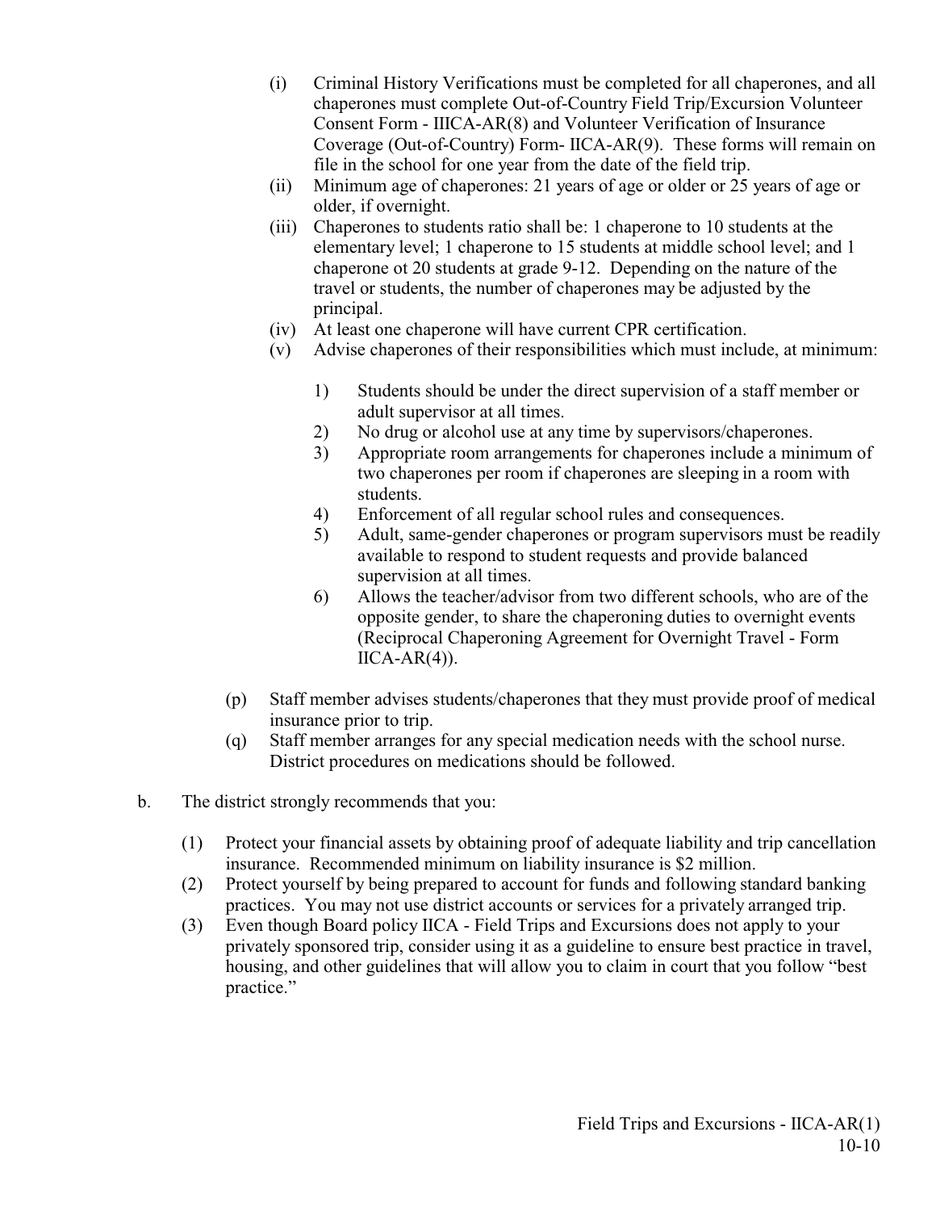- (i) Criminal History Verifications must be completed for all chaperones, and all chaperones must complete Out-of-Country Field Trip/Excursion Volunteer Consent Form - IIICA-AR(8) and Volunteer Verification of Insurance Coverage (Out-of-Country) Form- IICA-AR(9). These forms will remain on file in the school for one year from the date of the field trip.
- (ii) Minimum age of chaperones: 21 years of age or older or 25 years of age or older, if overnight.
- (iii) Chaperones to students ratio shall be: 1 chaperone to 10 students at the elementary level; 1 chaperone to 15 students at middle school level; and 1 chaperone ot 20 students at grade 9-12. Depending on the nature of the travel or students, the number of chaperones may be adjusted by the principal.
- (iv) At least one chaperone will have current CPR certification.
- (v) Advise chaperones of their responsibilities which must include, at minimum:
  1) Students should be under the direct supervision of a staff member or adult supervisor at all times.
  2) No drug or alcohol use at any time by supervisors/chaperones.
  3) Appropriate room arrangements for chaperones include a minimum of two chaperones per room if chaperones are sleeping in a room with students.
  4) Enforcement of all regular school rules and consequences.
  5) Adult, same-gender chaperones or program supervisors must be readily available to respond to student requests and provide balanced supervision at all times.
  6) Allows the teacher/advisor from two different schools, who are of the opposite gender, to share the chaperoning duties to overnight events (Reciprocal Chaperoning Agreement for Overnight Travel - Form IICA-AR(4)).

(p) Staff member advises students/chaperones that they must provide proof of medical insurance prior to trip.

(q) Staff member arranges for any special medication needs with the school nurse. District procedures on medications should be followed.

b. The district strongly recommends that you:

(1) Protect your financial assets by obtaining proof of adequate liability and trip cancellation insurance. Recommended minimum on liability insurance is $2 million.

(2) Protect yourself by being prepared to account for funds and following standard banking practices. You may not use district accounts or services for a privately arranged trip.

(3) Even though Board policy IICA - Field Trips and Excursions does not apply to your privately sponsored trip, consider using it as a guideline to ensure best practice in travel, housing, and other guidelines that will allow you to claim in court that you follow "best practice."